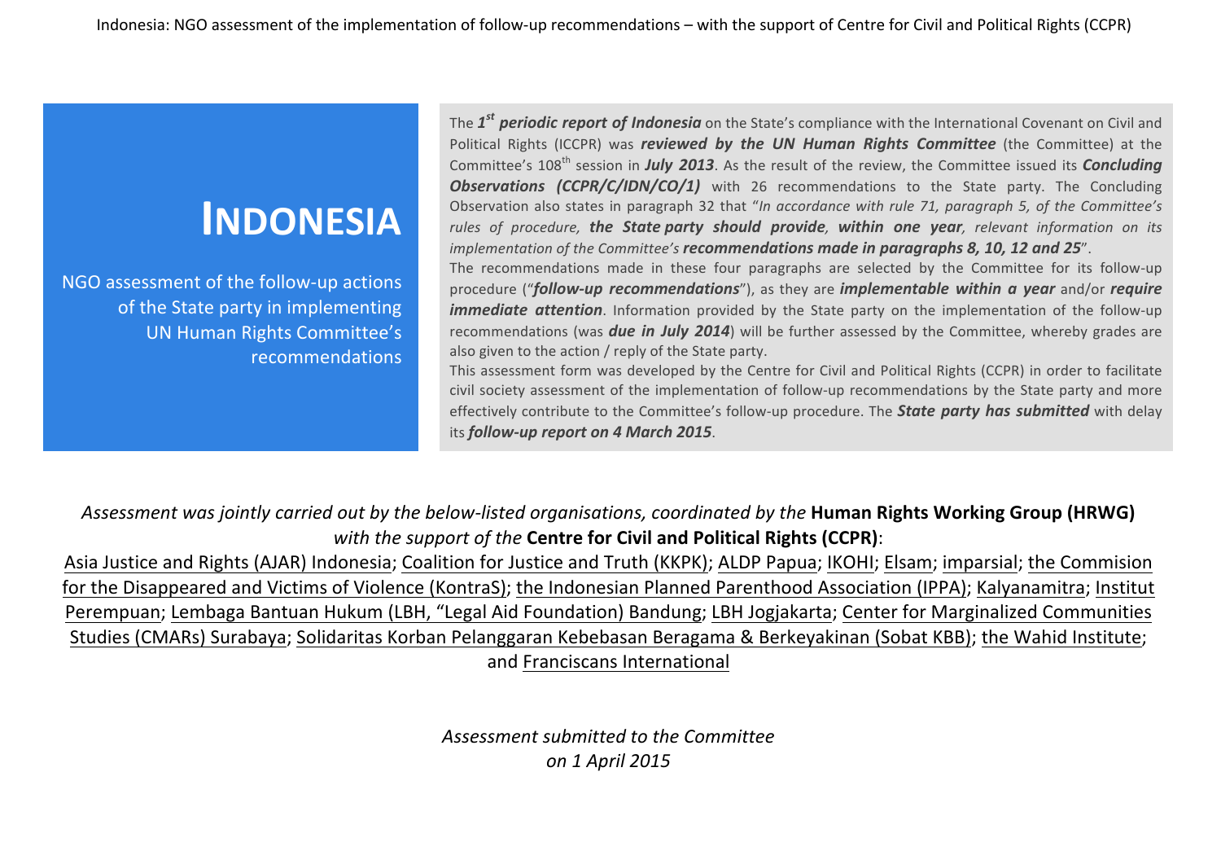# INDONESIA

NGO assessment of the follow-up actions of the State party in implementing UN Human Rights Committee's recommendations

The ***1st periodic report of Indonesia*** on the State's compliance with the International Covenant on Civil and Political Rights (ICCPR) was ***reviewed by the UN Human Rights Committee*** (the Committee) at the Committee's 108th session in ***July 2013***. As the result of the review, the Committee issued its ***Concluding Observations (CCPR/C/IDN/CO/1)*** with 26 recommendations to the State party. The Concluding Observation also states in paragraph 32 that "*In accordance with rule 71, paragraph 5, of the Committee's rules of procedure, **the State party should provide**, **within one year**, relevant information on its implementation of the Committee's **recommendations made in paragraphs 8, 10, 12 and 25***".

The recommendations made in these four paragraphs are selected by the Committee for its follow-up procedure ("***follow-up recommendations***"), as they are ***implementable within a year*** and/or ***require immediate attention***. Information provided by the State party on the implementation of the follow-up recommendations (was ***due in July 2014***) will be further assessed by the Committee, whereby grades are also given to the action / reply of the State party.

This assessment form was developed by the Centre for Civil and Political Rights (CCPR) in order to facilitate civil society assessment of the implementation of follow-up recommendations by the State party and more effectively contribute to the Committee's follow-up procedure. The ***State party has submitted*** with delay its ***follow-up report on 4 March 2015***.

*Assessment was jointly carried out by the below-listed organisations, coordinated by the* **Human Rights Working Group (HRWG)** *with the support of the* **Centre for Civil and Political Rights (CCPR)**:

Asia Justice and Rights (AJAR) Indonesia; Coalition for Justice and Truth (KKPK); ALDP Papua; IKOHI; Elsam; imparsial; the Commision for the Disappeared and Victims of Violence (KontraS); the Indonesian Planned Parenthood Association (IPPA); Kalyanamitra; Institut Perempuan; Lembaga Bantuan Hukum (LBH, "Legal Aid Foundation) Bandung; LBH Jogjakarta; Center for Marginalized Communities Studies (CMARs) Surabaya; Solidaritas Korban Pelanggaran Kebebasan Beragama & Berkeyakinan (Sobat KBB); the Wahid Institute; and Franciscans International

*Assessment submitted to the Committee on 1 April 2015*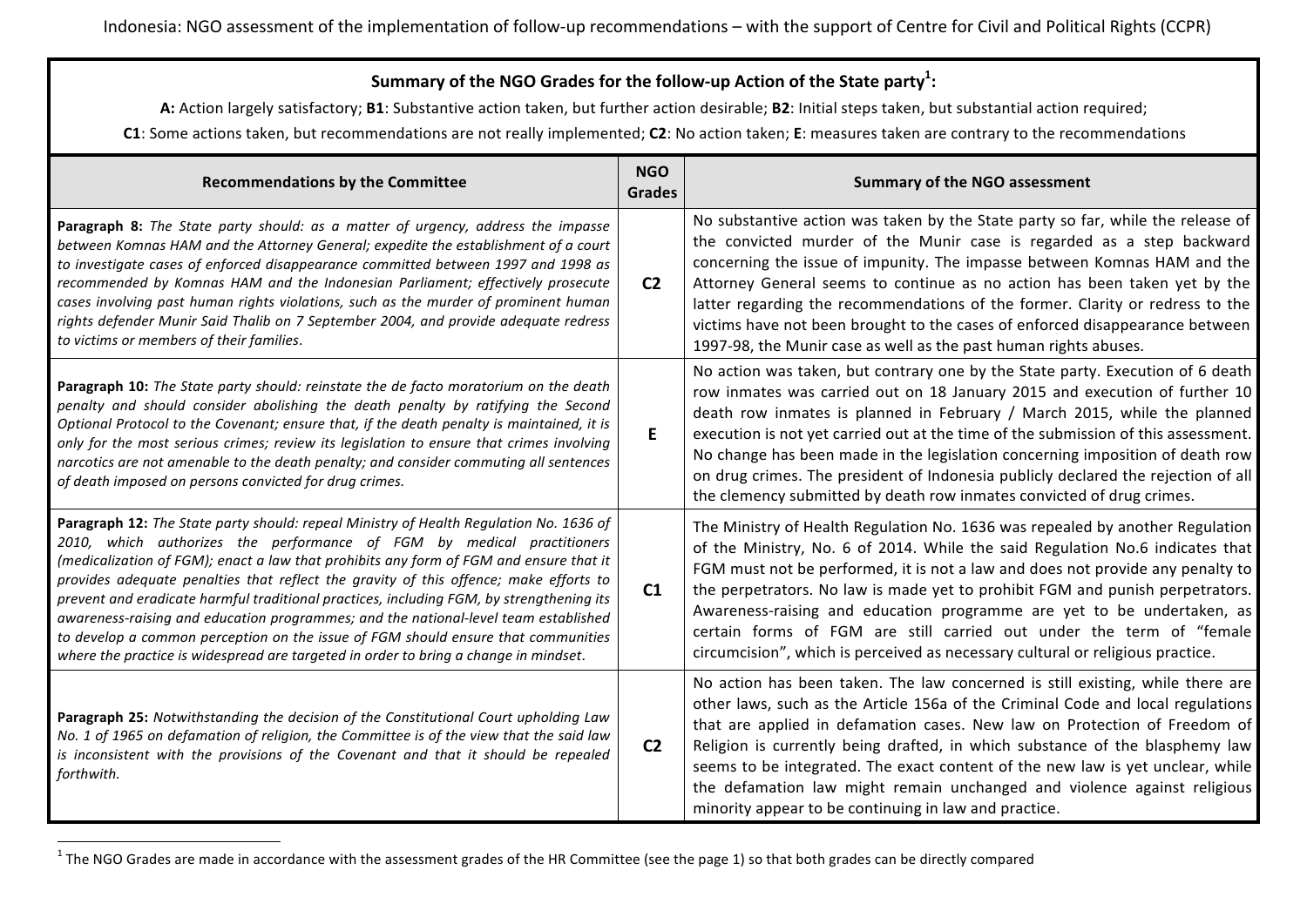Indonesia: NGO assessment of the implementation of follow-up recommendations – with the support of Centre for Civil and Political Rights (CCPR)

## Summary of the NGO Grades for the follow-up Action of the State party[1]:

**A:** Action largely satisfactory; **B1**: Substantive action taken, but further action desirable; **B2**: Initial steps taken, but substantial action required;

**C1**: Some actions taken, but recommendations are not really implemented; **C2**: No action taken; **E**: measures taken are contrary to the recommendations

| Recommendations by the Committee | NGO Grades | Summary of the NGO assessment |
|---|---|---|
| **Paragraph 8:** *The State party should: as a matter of urgency, address the impasse between Komnas HAM and the Attorney General; expedite the establishment of a court to investigate cases of enforced disappearance committed between 1997 and 1998 as recommended by Komnas HAM and the Indonesian Parliament; effectively prosecute cases involving past human rights violations, such as the murder of prominent human rights defender Munir Said Thalib on 7 September 2004, and provide adequate redress to victims or members of their families.* | **C2** | No substantive action was taken by the State party so far, while the release of the convicted murder of the Munir case is regarded as a step backward concerning the issue of impunity. The impasse between Komnas HAM and the Attorney General seems to continue as no action has been taken yet by the latter regarding the recommendations of the former. Clarity or redress to the victims have not been brought to the cases of enforced disappearance between 1997-98, the Munir case as well as the past human rights abuses. |
| **Paragraph 10:** *The State party should: reinstate the de facto moratorium on the death penalty and should consider abolishing the death penalty by ratifying the Second Optional Protocol to the Covenant; ensure that, if the death penalty is maintained, it is only for the most serious crimes; review its legislation to ensure that crimes involving narcotics are not amenable to the death penalty; and consider commuting all sentences of death imposed on persons convicted for drug crimes.* | **E** | No action was taken, but contrary one by the State party. Execution of 6 death row inmates was carried out on 18 January 2015 and execution of further 10 death row inmates is planned in February / March 2015, while the planned execution is not yet carried out at the time of the submission of this assessment. No change has been made in the legislation concerning imposition of death row on drug crimes. The president of Indonesia publicly declared the rejection of all the clemency submitted by death row inmates convicted of drug crimes. |
| **Paragraph 12:** *The State party should: repeal Ministry of Health Regulation No. 1636 of 2010, which authorizes the performance of FGM by medical practitioners (medicalization of FGM); enact a law that prohibits any form of FGM and ensure that it provides adequate penalties that reflect the gravity of this offence; make efforts to prevent and eradicate harmful traditional practices, including FGM, by strengthening its awareness-raising and education programmes; and the national-level team established to develop a common perception on the issue of FGM should ensure that communities where the practice is widespread are targeted in order to bring a change in mindset.* | **C1** | The Ministry of Health Regulation No. 1636 was repealed by another Regulation of the Ministry, No. 6 of 2014. While the said Regulation No.6 indicates that FGM must not be performed, it is not a law and does not provide any penalty to the perpetrators. No law is made yet to prohibit FGM and punish perpetrators. Awareness-raising and education programme are yet to be undertaken, as certain forms of FGM are still carried out under the term of "female circumcision", which is perceived as necessary cultural or religious practice. |
| **Paragraph 25:** *Notwithstanding the decision of the Constitutional Court upholding Law No. 1 of 1965 on defamation of religion, the Committee is of the view that the said law is inconsistent with the provisions of the Covenant and that it should be repealed forthwith.* | **C2** | No action has been taken. The law concerned is still existing, while there are other laws, such as the Article 156a of the Criminal Code and local regulations that are applied in defamation cases. New law on Protection of Freedom of Religion is currently being drafted, in which substance of the blasphemy law seems to be integrated. The exact content of the new law is yet unclear, while the defamation law might remain unchanged and violence against religious minority appear to be continuing in law and practice. |

[1] The NGO Grades are made in accordance with the assessment grades of the HR Committee (see the page 1) so that both grades can be directly compared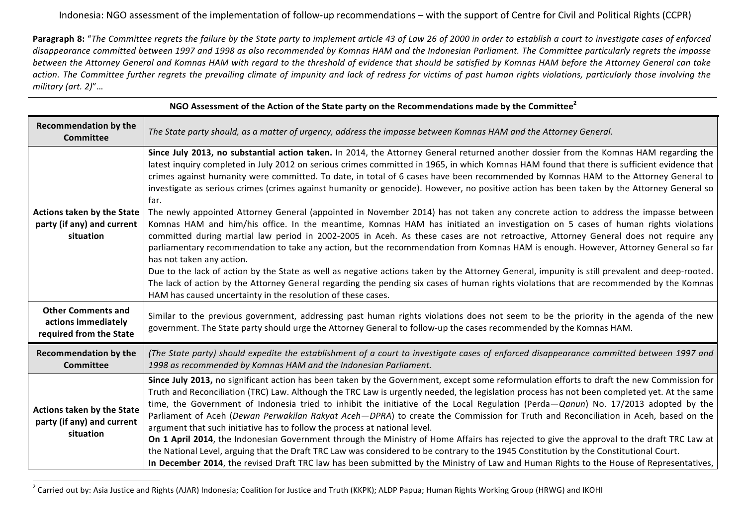Indonesia: NGO assessment of the implementation of follow-up recommendations – with the support of Centre for Civil and Political Rights (CCPR)

**Paragraph 8:** "*The Committee regrets the failure by the State party to implement article 43 of Law 26 of 2000 in order to establish a court to investigate cases of enforced disappearance committed between 1997 and 1998 as also recommended by Komnas HAM and the Indonesian Parliament. The Committee particularly regrets the impasse between the Attorney General and Komnas HAM with regard to the threshold of evidence that should be satisfied by Komnas HAM before the Attorney General can take action. The Committee further regrets the prevailing climate of impunity and lack of redress for victims of past human rights violations, particularly those involving the military (art. 2)*"…

**NGO Assessment of the Action of the State party on the Recommendations made by the Committee**[2]

| **Recommendation by the Committee** | *The State party should, as a matter of urgency, address the impasse between Komnas HAM and the Attorney General.* |
|---|---|
| **Actions taken by the State party (if any) and current situation** | **Since July 2013, no substantial action taken.** In 2014, the Attorney General returned another dossier from the Komnas HAM regarding the latest inquiry completed in July 2012 on serious crimes committed in 1965, in which Komnas HAM found that there is sufficient evidence that crimes against humanity were committed. To date, in total of 6 cases have been recommended by Komnas HAM to the Attorney General to investigate as serious crimes (crimes against humanity or genocide). However, no positive action has been taken by the Attorney General so far.<br>The newly appointed Attorney General (appointed in November 2014) has not taken any concrete action to address the impasse between Komnas HAM and him/his office. In the meantime, Komnas HAM has initiated an investigation on 5 cases of human rights violations committed during martial law period in 2002-2005 in Aceh. As these cases are not retroactive, Attorney General does not require any parliamentary recommendation to take any action, but the recommendation from Komnas HAM is enough. However, Attorney General so far has not taken any action.<br>Due to the lack of action by the State as well as negative actions taken by the Attorney General, impunity is still prevalent and deep-rooted. The lack of action by the Attorney General regarding the pending six cases of human rights violations that are recommended by the Komnas HAM has caused uncertainty in the resolution of these cases. |
| **Other Comments and actions immediately required from the State** | Similar to the previous government, addressing past human rights violations does not seem to be the priority in the agenda of the new government. The State party should urge the Attorney General to follow-up the cases recommended by the Komnas HAM. |
| **Recommendation by the Committee** | *(The State party) should expedite the establishment of a court to investigate cases of enforced disappearance committed between 1997 and 1998 as recommended by Komnas HAM and the Indonesian Parliament.* |
| **Actions taken by the State party (if any) and current situation** | **Since July 2013,** no significant action has been taken by the Government, except some reformulation efforts to draft the new Commission for Truth and Reconciliation (TRC) Law. Although the TRC Law is urgently needed, the legislation process has not been completed yet. At the same time, the Government of Indonesia tried to inhibit the initiative of the Local Regulation (Perda—*Qanun*) No. 17/2013 adopted by the Parliament of Aceh (*Dewan Perwakilan Rakyat Aceh—DPRA*) to create the Commission for Truth and Reconciliation in Aceh, based on the argument that such initiative has to follow the process at national level.<br>**On 1 April 2014**, the Indonesian Government through the Ministry of Home Affairs has rejected to give the approval to the draft TRC Law at the National Level, arguing that the Draft TRC Law was considered to be contrary to the 1945 Constitution by the Constitutional Court.<br>**In December 2014**, the revised Draft TRC law has been submitted by the Ministry of Law and Human Rights to the House of Representatives, |

[2] Carried out by: Asia Justice and Rights (AJAR) Indonesia; Coalition for Justice and Truth (KKPK); ALDP Papua; Human Rights Working Group (HRWG) and IKOHI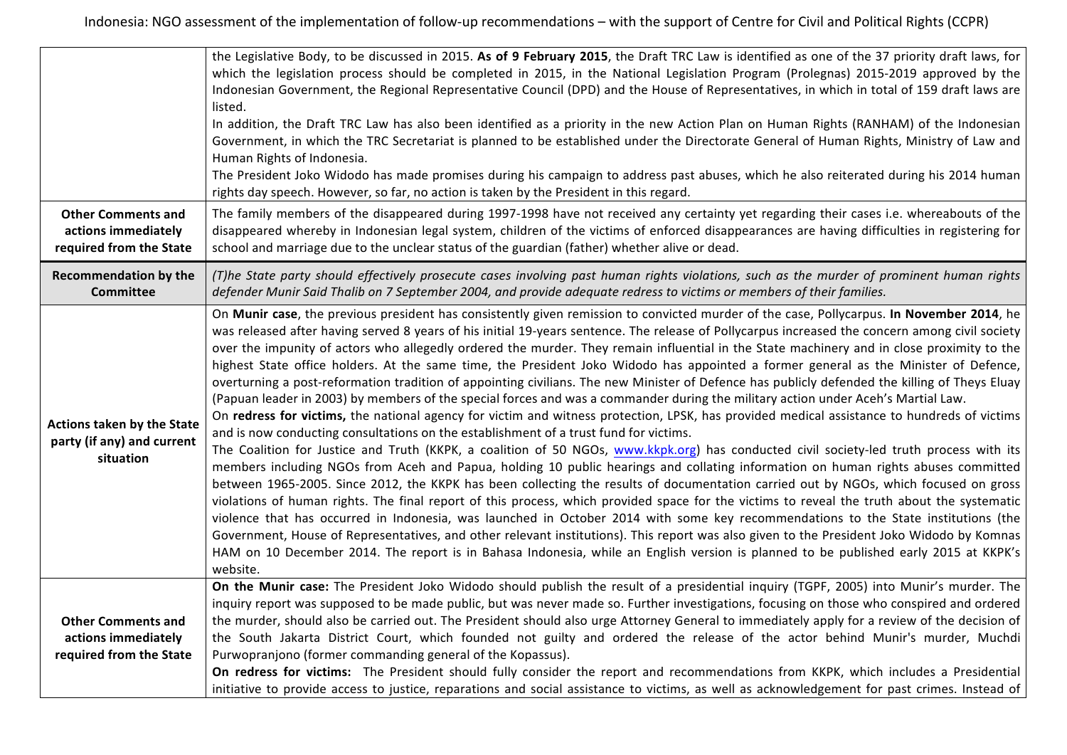| | |
|---|---|
| | the Legislative Body, to be discussed in 2015. **As of 9 February 2015**, the Draft TRC Law is identified as one of the 37 priority draft laws, for which the legislation process should be completed in 2015, in the National Legislation Program (Prolegnas) 2015-2019 approved by the Indonesian Government, the Regional Representative Council (DPD) and the House of Representatives, in which in total of 159 draft laws are listed.<br>In addition, the Draft TRC Law has also been identified as a priority in the new Action Plan on Human Rights (RANHAM) of the Indonesian Government, in which the TRC Secretariat is planned to be established under the Directorate General of Human Rights, Ministry of Law and Human Rights of Indonesia.<br>The President Joko Widodo has made promises during his campaign to address past abuses, which he also reiterated during his 2014 human rights day speech. However, so far, no action is taken by the President in this regard. |
| **Other Comments and actions immediately required from the State** | The family members of the disappeared during 1997-1998 have not received any certainty yet regarding their cases i.e. whereabouts of the disappeared whereby in Indonesian legal system, children of the victims of enforced disappearances are having difficulties in registering for school and marriage due to the unclear status of the guardian (father) whether alive or dead. |
| **Recommendation by the Committee** | *(T)he State party should effectively prosecute cases involving past human rights violations, such as the murder of prominent human rights defender Munir Said Thalib on 7 September 2004, and provide adequate redress to victims or members of their families.* |
| **Actions taken by the State party (if any) and current situation** | On **Munir case**, the previous president has consistently given remission to convicted murder of the case, Pollycarpus. **In November 2014**, he was released after having served 8 years of his initial 19-years sentence. The release of Pollycarpus increased the concern among civil society over the impunity of actors who allegedly ordered the murder. They remain influential in the State machinery and in close proximity to the highest State office holders. At the same time, the President Joko Widodo has appointed a former general as the Minister of Defence, overturning a post-reformation tradition of appointing civilians. The new Minister of Defence has publicly defended the killing of Theys Eluay (Papuan leader in 2003) by members of the special forces and was a commander during the military action under Aceh's Martial Law.<br>On **redress for victims,** the national agency for victim and witness protection, LPSK, has provided medical assistance to hundreds of victims and is now conducting consultations on the establishment of a trust fund for victims.<br>The Coalition for Justice and Truth (KKPK, a coalition of 50 NGOs, www.kkpk.org) has conducted civil society-led truth process with its members including NGOs from Aceh and Papua, holding 10 public hearings and collating information on human rights abuses committed between 1965-2005. Since 2012, the KKPK has been collecting the results of documentation carried out by NGOs, which focused on gross violations of human rights. The final report of this process, which provided space for the victims to reveal the truth about the systematic violence that has occurred in Indonesia, was launched in October 2014 with some key recommendations to the State institutions (the Government, House of Representatives, and other relevant institutions). This report was also given to the President Joko Widodo by Komnas HAM on 10 December 2014. The report is in Bahasa Indonesia, while an English version is planned to be published early 2015 at KKPK's website. |
| **Other Comments and actions immediately required from the State** | **On the Munir case:** The President Joko Widodo should publish the result of a presidential inquiry (TGPF, 2005) into Munir's murder. The inquiry report was supposed to be made public, but was never made so. Further investigations, focusing on those who conspired and ordered the murder, should also be carried out. The President should also urge Attorney General to immediately apply for a review of the decision of the South Jakarta District Court, which founded not guilty and ordered the release of the actor behind Munir's murder, Muchdi Purwopranjono (former commanding general of the Kopassus).<br>**On redress for victims:** The President should fully consider the report and recommendations from KKPK, which includes a Presidential initiative to provide access to justice, reparations and social assistance to victims, as well as acknowledgement for past crimes. Instead of |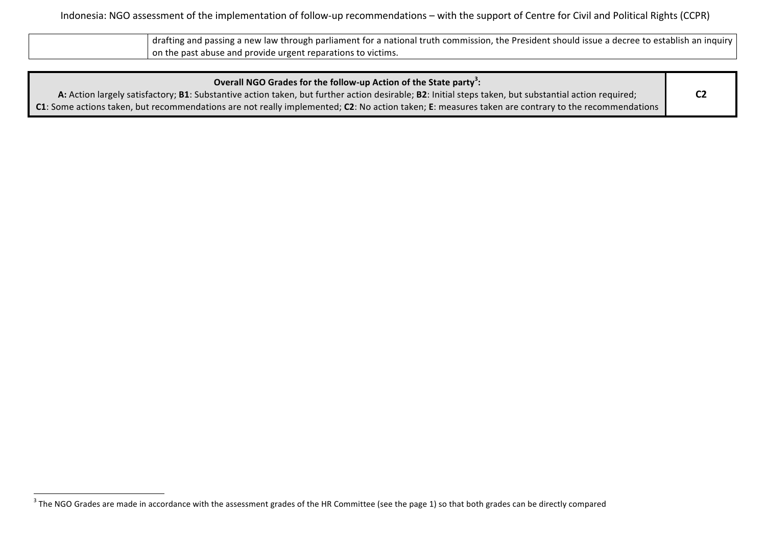| | |
|---|---|
| | drafting and passing a new law through parliament for a national truth commission, the President should issue a decree to establish an inquiry on the past abuse and provide urgent reparations to victims. |

| **Overall NGO Grades for the follow-up Action of the State party[3]:** **A:** Action largely satisfactory; **B1**: Substantive action taken, but further action desirable; **B2**: Initial steps taken, but substantial action required; **C1**: Some actions taken, but recommendations are not really implemented; **C2**: No action taken; **E**: measures taken are contrary to the recommendations | **C2** |
|---|---|

[3] The NGO Grades are made in accordance with the assessment grades of the HR Committee (see the page 1) so that both grades can be directly compared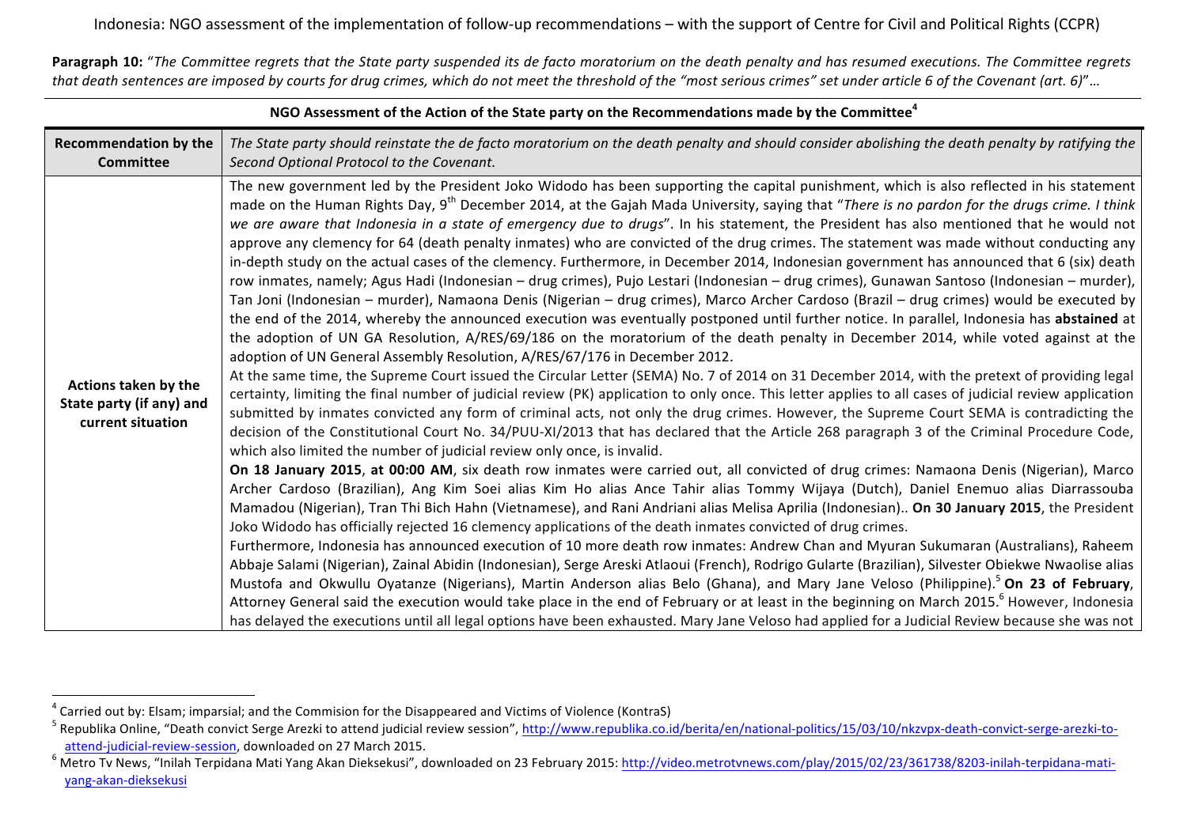Indonesia: NGO assessment of the implementation of follow-up recommendations – with the support of Centre for Civil and Political Rights (CCPR)

**Paragraph 10:** "*The Committee regrets that the State party suspended its de facto moratorium on the death penalty and has resumed executions. The Committee regrets that death sentences are imposed by courts for drug crimes, which do not meet the threshold of the "most serious crimes" set under article 6 of the Covenant (art. 6)*"…

**NGO Assessment of the Action of the State party on the Recommendations made by the Committee**[4]

| **Recommendation by the Committee** | *The State party should reinstate the de facto moratorium on the death penalty and should consider abolishing the death penalty by ratifying the Second Optional Protocol to the Covenant.* |
|---|---|
| **Actions taken by the State party (if any) and current situation** | The new government led by the President Joko Widodo has been supporting the capital punishment, which is also reflected in his statement made on the Human Rights Day, 9th December 2014, at the Gajah Mada University, saying that "*There is no pardon for the drugs crime. I think we are aware that Indonesia in a state of emergency due to drugs*". In his statement, the President has also mentioned that he would not approve any clemency for 64 (death penalty inmates) who are convicted of the drug crimes. The statement was made without conducting any in-depth study on the actual cases of the clemency. Furthermore, in December 2014, Indonesian government has announced that 6 (six) death row inmates, namely; Agus Hadi (Indonesian – drug crimes), Pujo Lestari (Indonesian – drug crimes), Gunawan Santoso (Indonesian – murder), Tan Joni (Indonesian – murder), Namaona Denis (Nigerian – drug crimes), Marco Archer Cardoso (Brazil – drug crimes) would be executed by the end of the 2014, whereby the announced execution was eventually postponed until further notice. In parallel, Indonesia has **abstained** at the adoption of UN GA Resolution, A/RES/69/186 on the moratorium of the death penalty in December 2014, while voted against at the adoption of UN General Assembly Resolution, A/RES/67/176 in December 2012.<br>At the same time, the Supreme Court issued the Circular Letter (SEMA) No. 7 of 2014 on 31 December 2014, with the pretext of providing legal certainty, limiting the final number of judicial review (PK) application to only once. This letter applies to all cases of judicial review application submitted by inmates convicted any form of criminal acts, not only the drug crimes. However, the Supreme Court SEMA is contradicting the decision of the Constitutional Court No. 34/PUU-XI/2013 that has declared that the Article 268 paragraph 3 of the Criminal Procedure Code, which also limited the number of judicial review only once, is invalid.<br>**On 18 January 2015**, **at 00:00 AM**, six death row inmates were carried out, all convicted of drug crimes: Namaona Denis (Nigerian), Marco Archer Cardoso (Brazilian), Ang Kim Soei alias Kim Ho alias Ance Tahir alias Tommy Wijaya (Dutch), Daniel Enemuo alias Diarrassouba Mamadou (Nigerian), Tran Thi Bich Hahn (Vietnamese), and Rani Andriani alias Melisa Aprilia (Indonesian).. **On 30 January 2015**, the President Joko Widodo has officially rejected 16 clemency applications of the death inmates convicted of drug crimes.<br>Furthermore, Indonesia has announced execution of 10 more death row inmates: Andrew Chan and Myuran Sukumaran (Australians), Raheem Abbaje Salami (Nigerian), Zainal Abidin (Indonesian), Serge Areski Atlaoui (French), Rodrigo Gularte (Brazilian), Silvester Obiekwe Nwaolise alias Mustofa and Okwullu Oyatanze (Nigerians), Martin Anderson alias Belo (Ghana), and Mary Jane Veloso (Philippine).[5] **On 23 of February**, Attorney General said the execution would take place in the end of February or at least in the beginning on March 2015.[6] However, Indonesia has delayed the executions until all legal options have been exhausted. Mary Jane Veloso had applied for a Judicial Review because she was not |

---

[4] Carried out by: Elsam; imparsial; and the Commision for the Disappeared and Victims of Violence (KontraS)

[5] Republika Online, "Death convict Serge Arezki to attend judicial review session", http://www.republika.co.id/berita/en/national-politics/15/03/10/nkzvpx-death-convict-serge-arezki-to-attend-judicial-review-session, downloaded on 27 March 2015.

[6] Metro Tv News, "Inilah Terpidana Mati Yang Akan Dieksekusi", downloaded on 23 February 2015: http://video.metrotvnews.com/play/2015/02/23/361738/8203-inilah-terpidana-mati-yang-akan-dieksekusi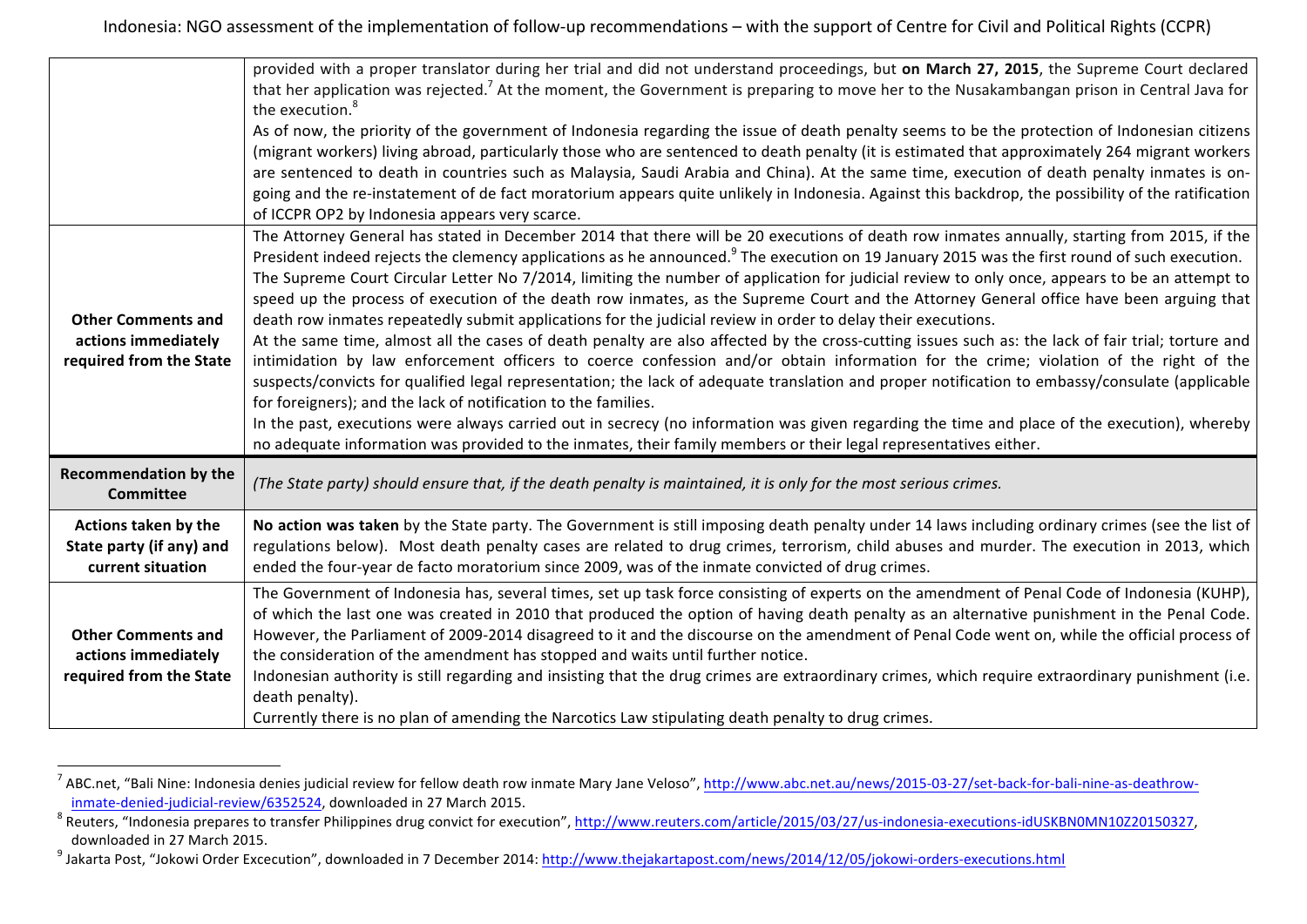| | |
|---|---|
| | provided with a proper translator during her trial and did not understand proceedings, but **on March 27, 2015**, the Supreme Court declared that her application was rejected.[7] At the moment, the Government is preparing to move her to the Nusakambangan prison in Central Java for the execution.[8]<br>As of now, the priority of the government of Indonesia regarding the issue of death penalty seems to be the protection of Indonesian citizens (migrant workers) living abroad, particularly those who are sentenced to death penalty (it is estimated that approximately 264 migrant workers are sentenced to death in countries such as Malaysia, Saudi Arabia and China). At the same time, execution of death penalty inmates is on-going and the re-instatement of de facto moratorium appears quite unlikely in Indonesia. Against this backdrop, the possibility of the ratification of ICCPR OP2 by Indonesia appears very scarce. |
| **Other Comments and actions immediately required from the State** | The Attorney General has stated in December 2014 that there will be 20 executions of death row inmates annually, starting from 2015, if the President indeed rejects the clemency applications as he announced.[9] The execution on 19 January 2015 was the first round of such execution.<br>The Supreme Court Circular Letter No 7/2014, limiting the number of application for judicial review to only once, appears to be an attempt to speed up the process of execution of the death row inmates, as the Supreme Court and the Attorney General office have been arguing that death row inmates repeatedly submit applications for the judicial review in order to delay their executions.<br>At the same time, almost all the cases of death penalty are also affected by the cross-cutting issues such as: the lack of fair trial; torture and intimidation by law enforcement officers to coerce confession and/or obtain information for the crime; violation of the right of the suspects/convicts for qualified legal representation; the lack of adequate translation and proper notification to embassy/consulate (applicable for foreigners); and the lack of notification to the families.<br>In the past, executions were always carried out in secrecy (no information was given regarding the time and place of the execution), whereby no adequate information was provided to the inmates, their family members or their legal representatives either. |
| **Recommendation by the Committee** | *(The State party) should ensure that, if the death penalty is maintained, it is only for the most serious crimes.* |
| **Actions taken by the State party (if any) and current situation** | **No action was taken** by the State party. The Government is still imposing death penalty under 14 laws including ordinary crimes (see the list of regulations below). Most death penalty cases are related to drug crimes, terrorism, child abuses and murder. The execution in 2013, which ended the four-year de facto moratorium since 2009, was of the inmate convicted of drug crimes. |
| **Other Comments and actions immediately required from the State** | The Government of Indonesia has, several times, set up task force consisting of experts on the amendment of Penal Code of Indonesia (KUHP), of which the last one was created in 2010 that produced the option of having death penalty as an alternative punishment in the Penal Code. However, the Parliament of 2009-2014 disagreed to it and the discourse on the amendment of Penal Code went on, while the official process of the consideration of the amendment has stopped and waits until further notice.<br>Indonesian authority is still regarding and insisting that the drug crimes are extraordinary crimes, which require extraordinary punishment (i.e. death penalty).<br>Currently there is no plan of amending the Narcotics Law stipulating death penalty to drug crimes. |

[7] ABC.net, "Bali Nine: Indonesia denies judicial review for fellow death row inmate Mary Jane Veloso", http://www.abc.net.au/news/2015-03-27/set-back-for-bali-nine-as-deathrow-inmate-denied-judicial-review/6352524, downloaded in 27 March 2015.

[8] Reuters, "Indonesia prepares to transfer Philippines drug convict for execution", http://www.reuters.com/article/2015/03/27/us-indonesia-executions-idUSKBN0MN10Z20150327, downloaded in 27 March 2015.

[9] Jakarta Post, "Jokowi Order Excecution", downloaded in 7 December 2014: http://www.thejakartapost.com/news/2014/12/05/jokowi-orders-executions.html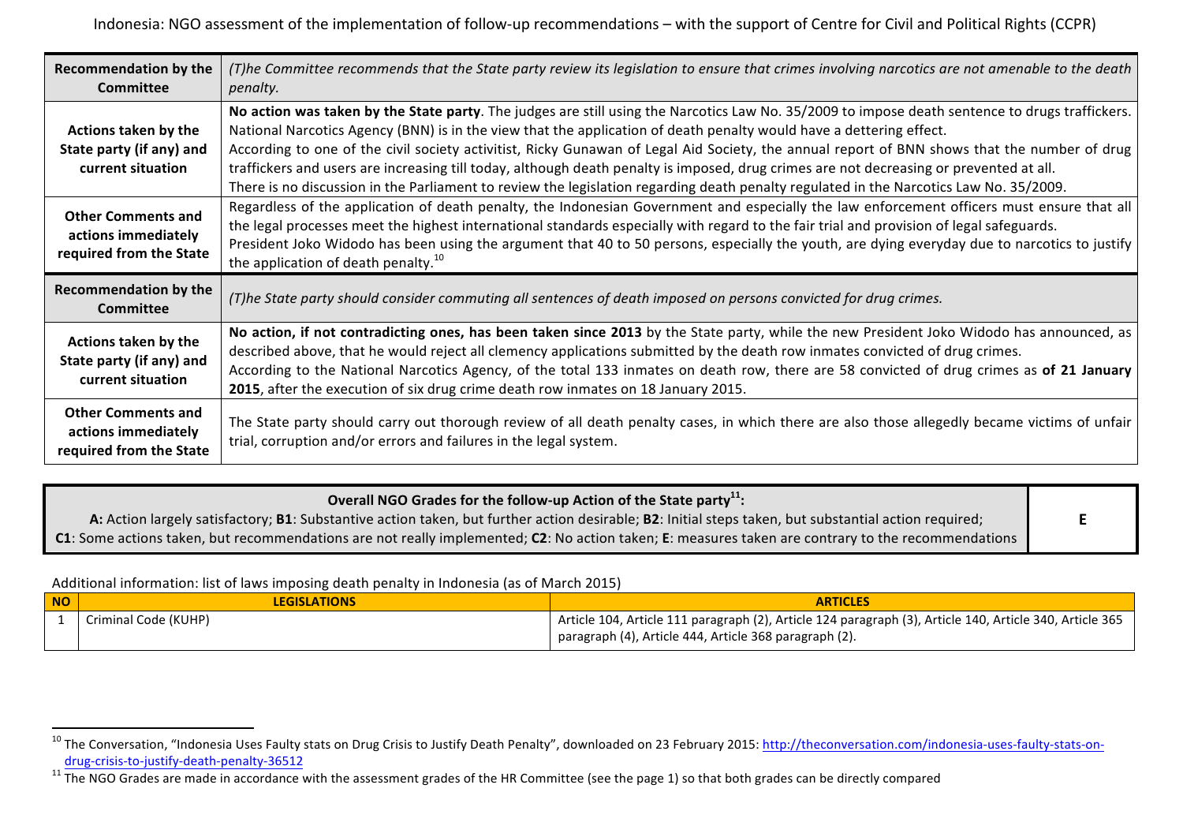| Recommendation by the Committee | *(T)he Committee recommends that the State party review its legislation to ensure that crimes involving narcotics are not amenable to the death penalty.* |
|---|---|
| Actions taken by the State party (if any) and current situation | **No action was taken by the State party**. The judges are still using the Narcotics Law No. 35/2009 to impose death sentence to drugs traffickers. National Narcotics Agency (BNN) is in the view that the application of death penalty would have a dettering effect.<br>According to one of the civil society activitist, Ricky Gunawan of Legal Aid Society, the annual report of BNN shows that the number of drug traffickers and users are increasing till today, although death penalty is imposed, drug crimes are not decreasing or prevented at all.<br>There is no discussion in the Parliament to review the legislation regarding death penalty regulated in the Narcotics Law No. 35/2009. |
| Other Comments and actions immediately required from the State | Regardless of the application of death penalty, the Indonesian Government and especially the law enforcement officers must ensure that all the legal processes meet the highest international standards especially with regard to the fair trial and provision of legal safeguards.<br>President Joko Widodo has been using the argument that 40 to 50 persons, especially the youth, are dying everyday due to narcotics to justify the application of death penalty.[10] |
| Recommendation by the Committee | *(T)he State party should consider commuting all sentences of death imposed on persons convicted for drug crimes.* |
| Actions taken by the State party (if any) and current situation | **No action, if not contradicting ones, has been taken since 2013** by the State party, while the new President Joko Widodo has announced, as described above, that he would reject all clemency applications submitted by the death row inmates convicted of drug crimes.<br>According to the National Narcotics Agency, of the total 133 inmates on death row, there are 58 convicted of drug crimes as **of 21 January 2015**, after the execution of six drug crime death row inmates on 18 January 2015. |
| Other Comments and actions immediately required from the State | The State party should carry out thorough review of all death penalty cases, in which there are also those allegedly became victims of unfair trial, corruption and/or errors and failures in the legal system. |

| **Overall NGO Grades for the follow-up Action of the State party[11]:**<br>**A:** Action largely satisfactory; **B1**: Substantive action taken, but further action desirable; **B2**: Initial steps taken, but substantial action required; **C1**: Some actions taken, but recommendations are not really implemented; **C2**: No action taken; **E**: measures taken are contrary to the recommendations | **E** |
|---|---|

Additional information: list of laws imposing death penalty in Indonesia (as of March 2015)

| NO | LEGISLATIONS | ARTICLES |
|---|---|---|
| 1 | Criminal Code (KUHP) | Article 104, Article 111 paragraph (2), Article 124 paragraph (3), Article 140, Article 340, Article 365 paragraph (4), Article 444, Article 368 paragraph (2). |

[10] The Conversation, "Indonesia Uses Faulty stats on Drug Crisis to Justify Death Penalty", downloaded on 23 February 2015: http://theconversation.com/indonesia-uses-faulty-stats-on-drug-crisis-to-justify-death-penalty-36512

[11] The NGO Grades are made in accordance with the assessment grades of the HR Committee (see the page 1) so that both grades can be directly compared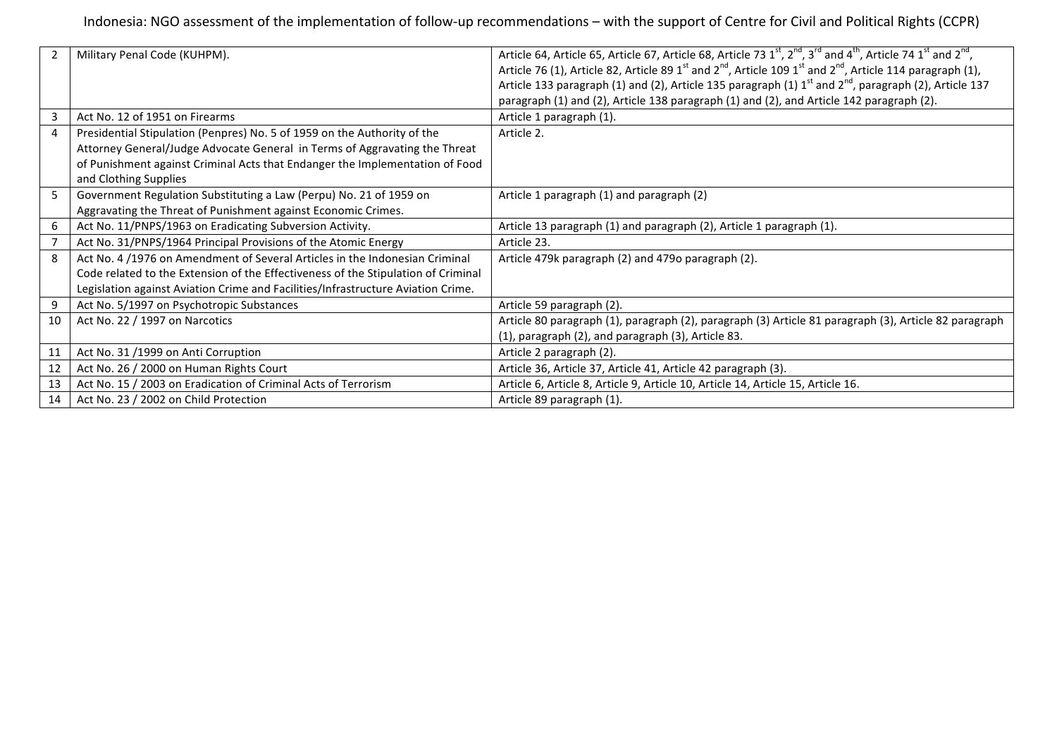| | | |
|---|---|---|
| 2 | Military Penal Code (KUHPM). | Article 64, Article 65, Article 67, Article 68, Article 73 1st, 2nd, 3rd and 4th, Article 74 1st and 2nd, Article 76 (1), Article 82, Article 89 1st and 2nd, Article 109 1st and 2nd, Article 114 paragraph (1), Article 133 paragraph (1) and (2), Article 135 paragraph (1) 1st and 2nd, paragraph (2), Article 137 paragraph (1) and (2), Article 138 paragraph (1) and (2), and Article 142 paragraph (2). |
| 3 | Act No. 12 of 1951 on Firearms | Article 1 paragraph (1). |
| 4 | Presidential Stipulation (Penpres) No. 5 of 1959 on the Authority of the Attorney General/Judge Advocate General in Terms of Aggravating the Threat of Punishment against Criminal Acts that Endanger the Implementation of Food and Clothing Supplies | Article 2. |
| 5 | Government Regulation Substituting a Law (Perpu) No. 21 of 1959 on Aggravating the Threat of Punishment against Economic Crimes. | Article 1 paragraph (1) and paragraph (2) |
| 6 | Act No. 11/PNPS/1963 on Eradicating Subversion Activity. | Article 13 paragraph (1) and paragraph (2), Article 1 paragraph (1). |
| 7 | Act No. 31/PNPS/1964 Principal Provisions of the Atomic Energy | Article 23. |
| 8 | Act No. 4 /1976 on Amendment of Several Articles in the Indonesian Criminal Code related to the Extension of the Effectiveness of the Stipulation of Criminal Legislation against Aviation Crime and Facilities/Infrastructure Aviation Crime. | Article 479k paragraph (2) and 479o paragraph (2). |
| 9 | Act No. 5/1997 on Psychotropic Substances | Article 59 paragraph (2). |
| 10 | Act No. 22 / 1997 on Narcotics | Article 80 paragraph (1), paragraph (2), paragraph (3) Article 81 paragraph (3), Article 82 paragraph (1), paragraph (2), and paragraph (3), Article 83. |
| 11 | Act No. 31 /1999 on Anti Corruption | Article 2 paragraph (2). |
| 12 | Act No. 26 / 2000 on Human Rights Court | Article 36, Article 37, Article 41, Article 42 paragraph (3). |
| 13 | Act No. 15 / 2003 on Eradication of Criminal Acts of Terrorism | Article 6, Article 8, Article 9, Article 10, Article 14, Article 15, Article 16. |
| 14 | Act No. 23 / 2002 on Child Protection | Article 89 paragraph (1). |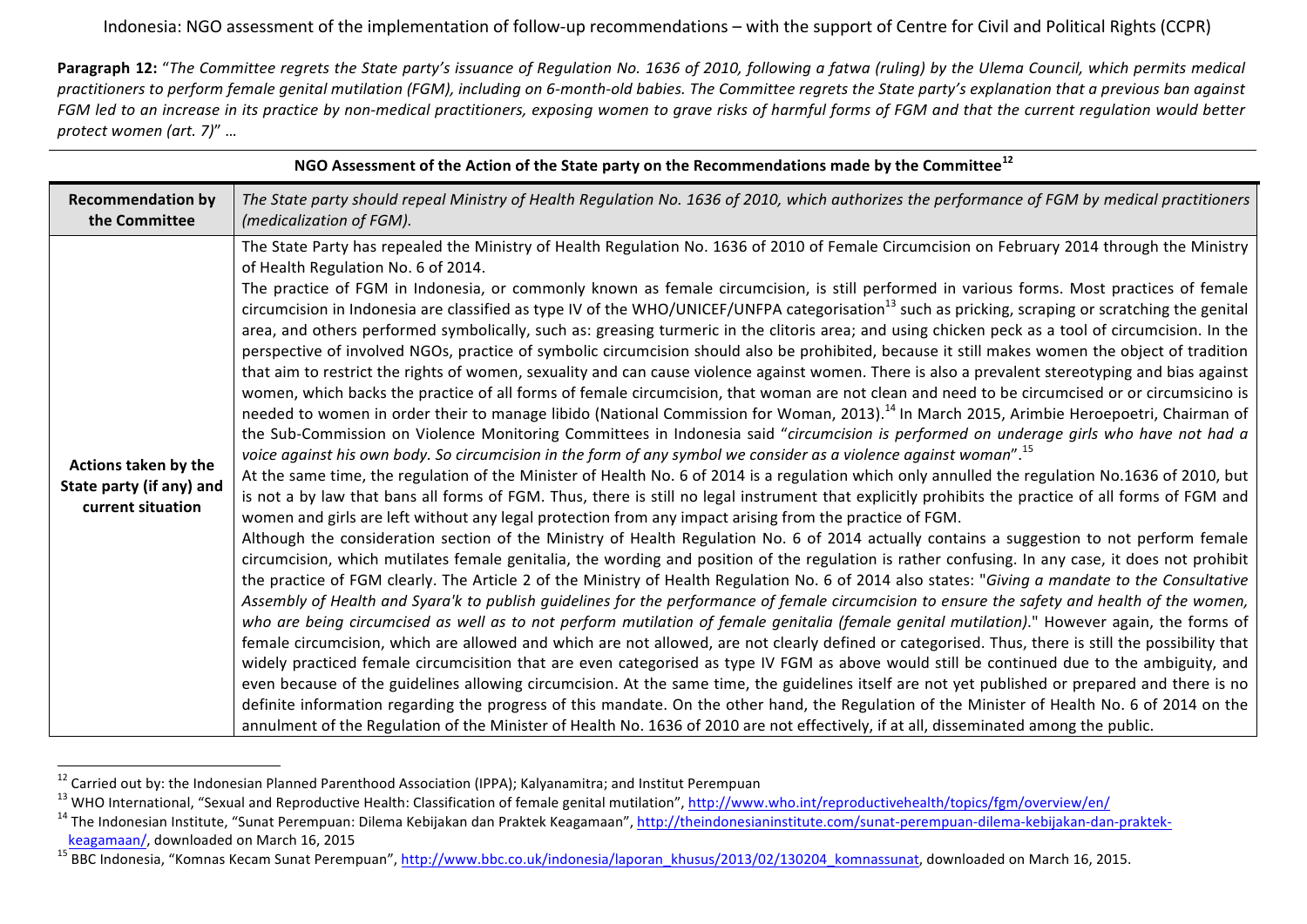Indonesia: NGO assessment of the implementation of follow-up recommendations – with the support of Centre for Civil and Political Rights (CCPR)

**Paragraph 12:** "*The Committee regrets the State party's issuance of Regulation No. 1636 of 2010, following a fatwa (ruling) by the Ulema Council, which permits medical practitioners to perform female genital mutilation (FGM), including on 6-month-old babies. The Committee regrets the State party's explanation that a previous ban against FGM led to an increase in its practice by non-medical practitioners, exposing women to grave risks of harmful forms of FGM and that the current regulation would better protect women (art. 7)*" …

**NGO Assessment of the Action of the State party on the Recommendations made by the Committee**[12]

| **Recommendation by the Committee** | *The State party should repeal Ministry of Health Regulation No. 1636 of 2010, which authorizes the performance of FGM by medical practitioners (medicalization of FGM).* |
|---|---|
| **Actions taken by the State party (if any) and current situation** | The State Party has repealed the Ministry of Health Regulation No. 1636 of 2010 of Female Circumcision on February 2014 through the Ministry of Health Regulation No. 6 of 2014.<br>The practice of FGM in Indonesia, or commonly known as female circumcision, is still performed in various forms. Most practices of female circumcision in Indonesia are classified as type IV of the WHO/UNICEF/UNFPA categorisation[13] such as pricking, scraping or scratching the genital area, and others performed symbolically, such as: greasing turmeric in the clitoris area; and using chicken peck as a tool of circumcision. In the perspective of involved NGOs, practice of symbolic circumcision should also be prohibited, because it still makes women the object of tradition that aim to restrict the rights of women, sexuality and can cause violence against women. There is also a prevalent stereotyping and bias against women, which backs the practice of all forms of female circumcision, that woman are not clean and need to be circumcised or or circumsicino is needed to women in order their to manage libido (National Commission for Woman, 2013).[14] In March 2015, Arimbie Heroepoetri, Chairman of the Sub-Commission on Violence Monitoring Committees in Indonesia said "*circumcision is performed on underage girls who have not had a voice against his own body. So circumcision in the form of any symbol we consider as a violence against woman*".[15]<br>At the same time, the regulation of the Minister of Health No. 6 of 2014 is a regulation which only annulled the regulation No.1636 of 2010, but is not a by law that bans all forms of FGM. Thus, there is still no legal instrument that explicitly prohibits the practice of all forms of FGM and women and girls are left without any legal protection from any impact arising from the practice of FGM.<br>Although the consideration section of the Ministry of Health Regulation No. 6 of 2014 actually contains a suggestion to not perform female circumcision, which mutilates female genitalia, the wording and position of the regulation is rather confusing. In any case, it does not prohibit the practice of FGM clearly. The Article 2 of the Ministry of Health Regulation No. 6 of 2014 also states: "*Giving a mandate to the Consultative Assembly of Health and Syara'k to publish guidelines for the performance of female circumcision to ensure the safety and health of the women, who are being circumcised as well as to not perform mutilation of female genitalia (female genital mutilation)*." However again, the forms of female circumcision, which are allowed and which are not allowed, are not clearly defined or categorised. Thus, there is still the possibility that widely practiced female circumcisition that are even categorised as type IV FGM as above would still be continued due to the ambiguity, and even because of the guidelines allowing circumcision. At the same time, the guidelines itself are not yet published or prepared and there is no definite information regarding the progress of this mandate. On the other hand, the Regulation of the Minister of Health No. 6 of 2014 on the annulment of the Regulation of the Minister of Health No. 1636 of 2010 are not effectively, if at all, disseminated among the public. |

[12] Carried out by: the Indonesian Planned Parenthood Association (IPPA); Kalyanamitra; and Institut Perempuan

[13] WHO International, "Sexual and Reproductive Health: Classification of female genital mutilation", http://www.who.int/reproductivehealth/topics/fgm/overview/en/

[14] The Indonesian Institute, "Sunat Perempuan: Dilema Kebijakan dan Praktek Keagamaan", http://theindonesianinstitute.com/sunat-perempuan-dilema-kebijakan-dan-praktek-keagamaan/, downloaded on March 16, 2015

[15] BBC Indonesia, "Komnas Kecam Sunat Perempuan", http://www.bbc.co.uk/indonesia/laporan_khusus/2013/02/130204_komnassunat, downloaded on March 16, 2015.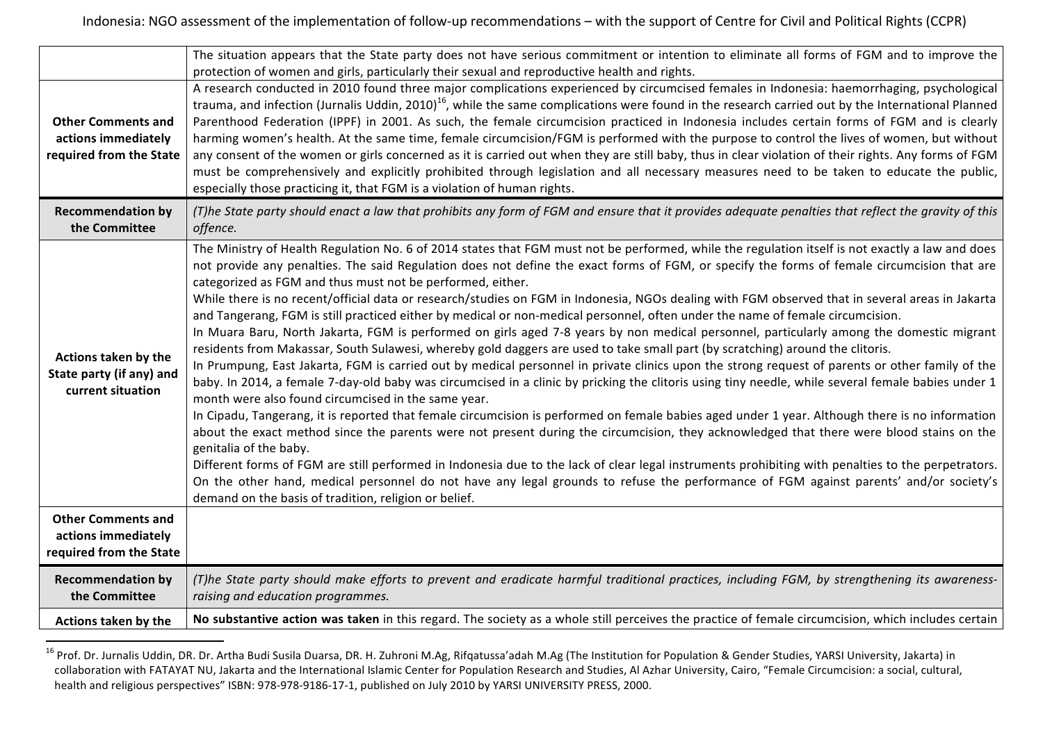| | |
|---|---|
| | The situation appears that the State party does not have serious commitment or intention to eliminate all forms of FGM and to improve the protection of women and girls, particularly their sexual and reproductive health and rights. |
| **Other Comments and actions immediately required from the State** | A research conducted in 2010 found three major complications experienced by circumcised females in Indonesia: haemorrhaging, psychological trauma, and infection (Jurnalis Uddin, 2010)[16], while the same complications were found in the research carried out by the International Planned Parenthood Federation (IPPF) in 2001. As such, the female circumcision practiced in Indonesia includes certain forms of FGM and is clearly harming women's health. At the same time, female circumcision/FGM is performed with the purpose to control the lives of women, but without any consent of the women or girls concerned as it is carried out when they are still baby, thus in clear violation of their rights. Any forms of FGM must be comprehensively and explicitly prohibited through legislation and all necessary measures need to be taken to educate the public, especially those practicing it, that FGM is a violation of human rights. |
| **Recommendation by the Committee** | *(T)he State party should enact a law that prohibits any form of FGM and ensure that it provides adequate penalties that reflect the gravity of this offence.* |
| **Actions taken by the State party (if any) and current situation** | The Ministry of Health Regulation No. 6 of 2014 states that FGM must not be performed, while the regulation itself is not exactly a law and does not provide any penalties. The said Regulation does not define the exact forms of FGM, or specify the forms of female circumcision that are categorized as FGM and thus must not be performed, either.<br>While there is no recent/official data or research/studies on FGM in Indonesia, NGOs dealing with FGM observed that in several areas in Jakarta and Tangerang, FGM is still practiced either by medical or non-medical personnel, often under the name of female circumcision.<br>In Muara Baru, North Jakarta, FGM is performed on girls aged 7-8 years by non medical personnel, particularly among the domestic migrant residents from Makassar, South Sulawesi, whereby gold daggers are used to take small part (by scratching) around the clitoris.<br>In Prumpung, East Jakarta, FGM is carried out by medical personnel in private clinics upon the strong request of parents or other family of the baby. In 2014, a female 7-day-old baby was circumcised in a clinic by pricking the clitoris using tiny needle, while several female babies under 1 month were also found circumcised in the same year.<br>In Cipadu, Tangerang, it is reported that female circumcision is performed on female babies aged under 1 year. Although there is no information about the exact method since the parents were not present during the circumcision, they acknowledged that there were blood stains on the genitalia of the baby.<br>Different forms of FGM are still performed in Indonesia due to the lack of clear legal instruments prohibiting with penalties to the perpetrators. On the other hand, medical personnel do not have any legal grounds to refuse the performance of FGM against parents' and/or society's demand on the basis of tradition, religion or belief. |
| **Other Comments and actions immediately required from the State** | |
| **Recommendation by the Committee** | *(T)he State party should make efforts to prevent and eradicate harmful traditional practices, including FGM, by strengthening its awareness-raising and education programmes.* |
| **Actions taken by the** | **No substantive action was taken** in this regard. The society as a whole still perceives the practice of female circumcision, which includes certain |

[16] Prof. Dr. Jurnalis Uddin, DR. Dr. Artha Budi Susila Duarsa, DR. H. Zuhroni M.Ag, Rifqatussa'adah M.Ag (The Institution for Population & Gender Studies, YARSI University, Jakarta) in collaboration with FATAYAT NU, Jakarta and the International Islamic Center for Population Research and Studies, Al Azhar University, Cairo, "Female Circumcision: a social, cultural, health and religious perspectives" ISBN: 978-978-9186-17-1, published on July 2010 by YARSI UNIVERSITY PRESS, 2000.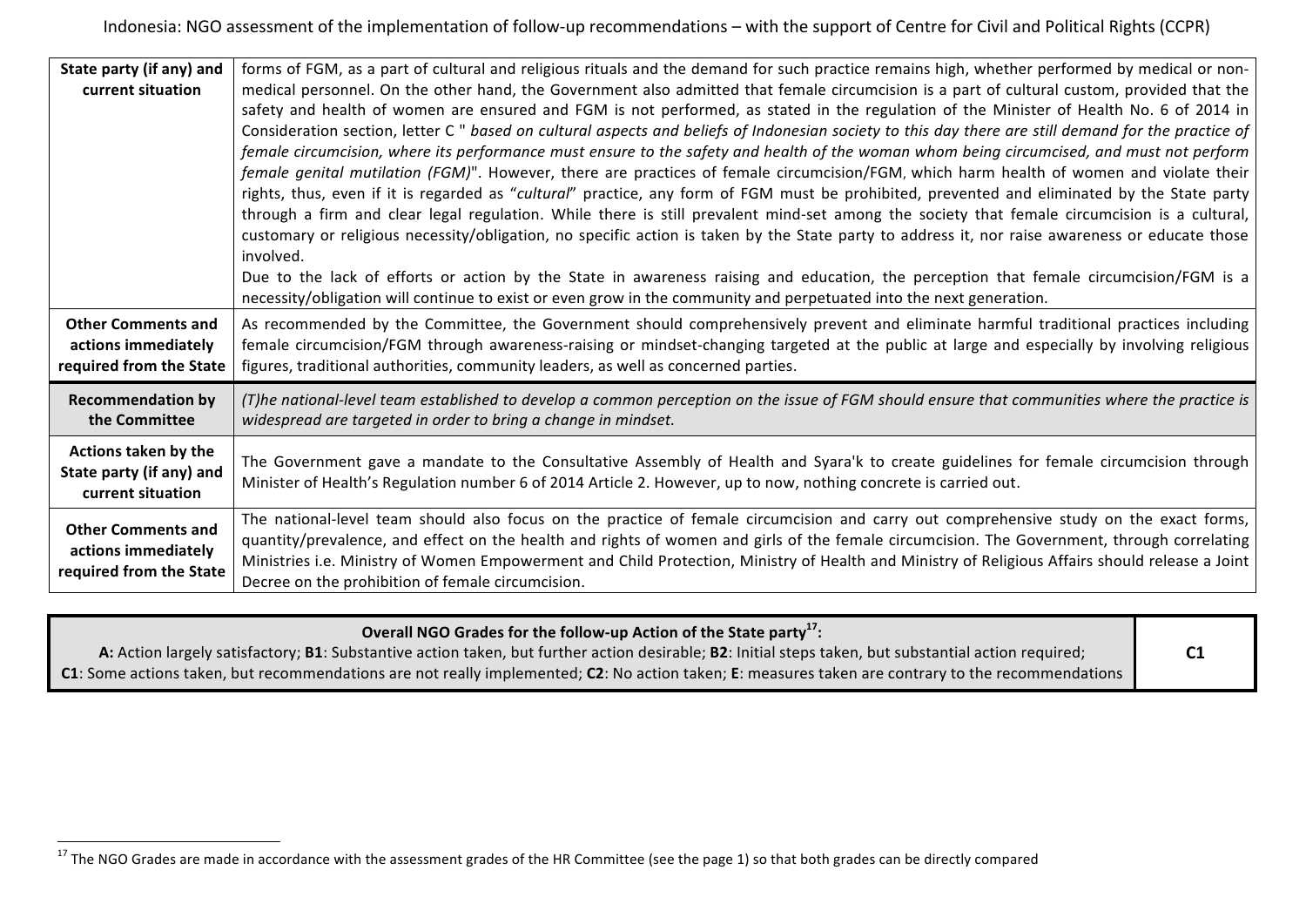| | |
|---|---|
| **State party (if any) and current situation** | forms of FGM, as a part of cultural and religious rituals and the demand for such practice remains high, whether performed by medical or non-medical personnel. On the other hand, the Government also admitted that female circumcision is a part of cultural custom, provided that the safety and health of women are ensured and FGM is not performed, as stated in the regulation of the Minister of Health No. 6 of 2014 in Consideration section, letter C " *based on cultural aspects and beliefs of Indonesian society to this day there are still demand for the practice of female circumcision, where its performance must ensure to the safety and health of the woman whom being circumcised, and must not perform female genital mutilation (FGM)*". However, there are practices of female circumcision/FGM, which harm health of women and violate their rights, thus, even if it is regarded as "*cultural*" practice, any form of FGM must be prohibited, prevented and eliminated by the State party through a firm and clear legal regulation. While there is still prevalent mind-set among the society that female circumcision is a cultural, customary or religious necessity/obligation, no specific action is taken by the State party to address it, nor raise awareness or educate those involved.<br>Due to the lack of efforts or action by the State in awareness raising and education, the perception that female circumcision/FGM is a necessity/obligation will continue to exist or even grow in the community and perpetuated into the next generation. |
| **Other Comments and actions immediately required from the State** | As recommended by the Committee, the Government should comprehensively prevent and eliminate harmful traditional practices including female circumcision/FGM through awareness-raising or mindset-changing targeted at the public at large and especially by involving religious figures, traditional authorities, community leaders, as well as concerned parties. |
| **Recommendation by the Committee** | *(T)he national-level team established to develop a common perception on the issue of FGM should ensure that communities where the practice is widespread are targeted in order to bring a change in mindset.* |
| **Actions taken by the State party (if any) and current situation** | The Government gave a mandate to the Consultative Assembly of Health and Syara'k to create guidelines for female circumcision through Minister of Health's Regulation number 6 of 2014 Article 2. However, up to now, nothing concrete is carried out. |
| **Other Comments and actions immediately required from the State** | The national-level team should also focus on the practice of female circumcision and carry out comprehensive study on the exact forms, quantity/prevalence, and effect on the health and rights of women and girls of the female circumcision. The Government, through correlating Ministries i.e. Ministry of Women Empowerment and Child Protection, Ministry of Health and Ministry of Religious Affairs should release a Joint Decree on the prohibition of female circumcision. |

| **Overall NGO Grades for the follow-up Action of the State party[17]:**<br>**A:** Action largely satisfactory; **B1**: Substantive action taken, but further action desirable; **B2**: Initial steps taken, but substantial action required; **C1**: Some actions taken, but recommendations are not really implemented; **C2**: No action taken; **E**: measures taken are contrary to the recommendations | **C1** |
|---|---|

[17] The NGO Grades are made in accordance with the assessment grades of the HR Committee (see the page 1) so that both grades can be directly compared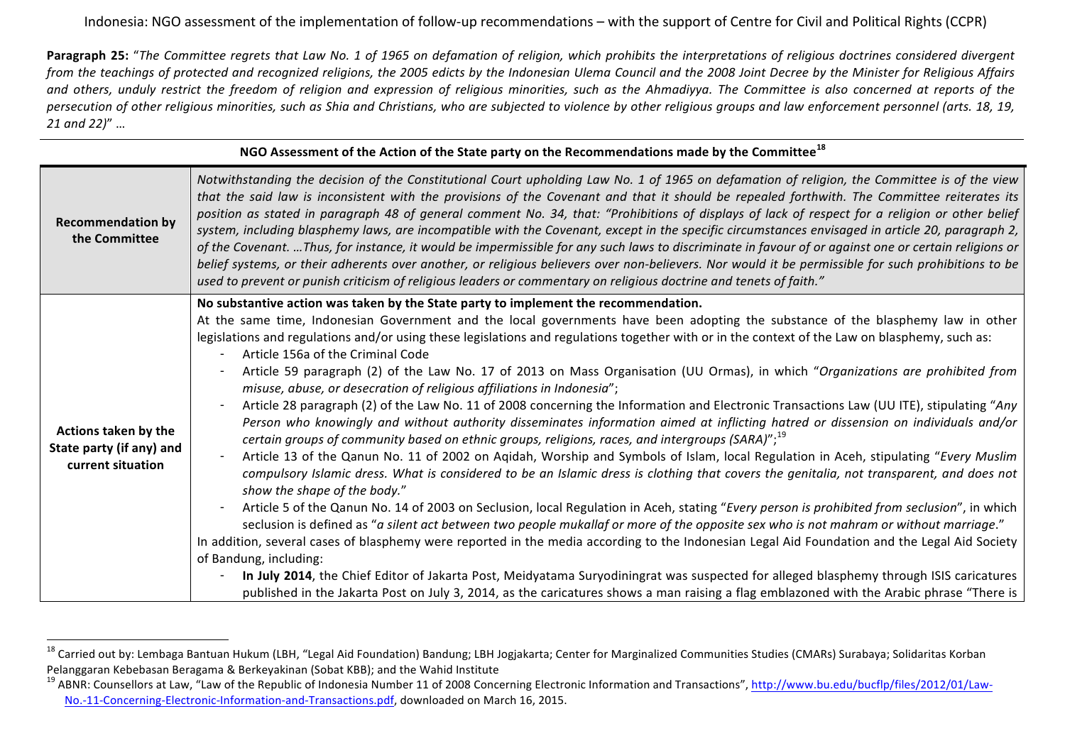Indonesia: NGO assessment of the implementation of follow-up recommendations – with the support of Centre for Civil and Political Rights (CCPR)

**Paragraph 25:** "*The Committee regrets that Law No. 1 of 1965 on defamation of religion, which prohibits the interpretations of religious doctrines considered divergent from the teachings of protected and recognized religions, the 2005 edicts by the Indonesian Ulema Council and the 2008 Joint Decree by the Minister for Religious Affairs and others, unduly restrict the freedom of religion and expression of religious minorities, such as the Ahmadiyya. The Committee is also concerned at reports of the persecution of other religious minorities, such as Shia and Christians, who are subjected to violence by other religious groups and law enforcement personnel (arts. 18, 19, 21 and 22)*" …

| NGO Assessment of the Action of the State party on the Recommendations made by the Committee[18] | |
|---|---|
| **Recommendation by the Committee** | *Notwithstanding the decision of the Constitutional Court upholding Law No. 1 of 1965 on defamation of religion, the Committee is of the view that the said law is inconsistent with the provisions of the Covenant and that it should be repealed forthwith. The Committee reiterates its position as stated in paragraph 48 of general comment No. 34, that: "Prohibitions of displays of lack of respect for a religion or other belief system, including blasphemy laws, are incompatible with the Covenant, except in the specific circumstances envisaged in article 20, paragraph 2, of the Covenant. …Thus, for instance, it would be impermissible for any such laws to discriminate in favour of or against one or certain religions or belief systems, or their adherents over another, or religious believers over non-believers. Nor would it be permissible for such prohibitions to be used to prevent or punish criticism of religious leaders or commentary on religious doctrine and tenets of faith."* |
| **Actions taken by the State party (if any) and current situation** | **No substantive action was taken by the State party to implement the recommendation.**<br>At the same time, Indonesian Government and the local governments have been adopting the substance of the blasphemy law in other legislations and regulations and/or using these legislations and regulations together with or in the context of the Law on blasphemy, such as:<br>- Article 156a of the Criminal Code<br>- Article 59 paragraph (2) of the Law No. 17 of 2013 on Mass Organisation (UU Ormas), in which "*Organizations are prohibited from misuse, abuse, or desecration of religious affiliations in Indonesia*";<br>- Article 28 paragraph (2) of the Law No. 11 of 2008 concerning the Information and Electronic Transactions Law (UU ITE), stipulating "*Any Person who knowingly and without authority disseminates information aimed at inflicting hatred or dissension on individuals and/or certain groups of community based on ethnic groups, religions, races, and intergroups (SARA)*";[19]<br>- Article 13 of the Qanun No. 11 of 2002 on Aqidah, Worship and Symbols of Islam, local Regulation in Aceh, stipulating "*Every Muslim compulsory Islamic dress. What is considered to be an Islamic dress is clothing that covers the genitalia, not transparent, and does not show the shape of the body.*"<br>- Article 5 of the Qanun No. 14 of 2003 on Seclusion, local Regulation in Aceh, stating "*Every person is prohibited from seclusion*", in which seclusion is defined as "*a silent act between two people mukallaf or more of the opposite sex who is not mahram or without marriage.*"<br>In addition, several cases of blasphemy were reported in the media according to the Indonesian Legal Aid Foundation and the Legal Aid Society of Bandung, including:<br>- **In July 2014**, the Chief Editor of Jakarta Post, Meidyatama Suryodiningrat was suspected for alleged blasphemy through ISIS caricatures published in the Jakarta Post on July 3, 2014, as the caricatures shows a man raising a flag emblazoned with the Arabic phrase "There is |

[18] Carried out by: Lembaga Bantuan Hukum (LBH, "Legal Aid Foundation) Bandung; LBH Jogjakarta; Center for Marginalized Communities Studies (CMARs) Surabaya; Solidaritas Korban Pelanggaran Kebebasan Beragama & Berkeyakinan (Sobat KBB); and the Wahid Institute

[19] ABNR: Counsellors at Law, "Law of the Republic of Indonesia Number 11 of 2008 Concerning Electronic Information and Transactions", http://www.bu.edu/bucflp/files/2012/01/Law-No.-11-Concerning-Electronic-Information-and-Transactions.pdf, downloaded on March 16, 2015.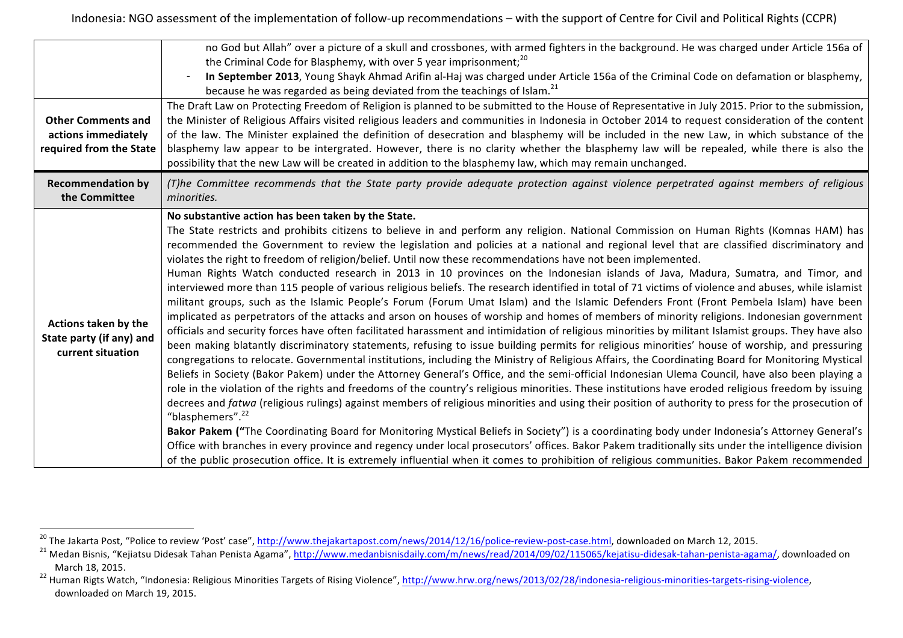| | |
|---|---|
| | no God but Allah" over a picture of a skull and crossbones, with armed fighters in the background. He was charged under Article 156a of the Criminal Code for Blasphemy, with over 5 year imprisonment;[20]<br>- **In September 2013**, Young Shayk Ahmad Arifin al-Haj was charged under Article 156a of the Criminal Code on defamation or blasphemy, because he was regarded as being deviated from the teachings of Islam.[21] |
| **Other Comments and actions immediately required from the State** | The Draft Law on Protecting Freedom of Religion is planned to be submitted to the House of Representative in July 2015. Prior to the submission, the Minister of Religious Affairs visited religious leaders and communities in Indonesia in October 2014 to request consideration of the content of the law. The Minister explained the definition of desecration and blasphemy will be included in the new Law, in which substance of the blasphemy law appear to be intergrated. However, there is no clarity whether the blasphemy law will be repealed, while there is also the possibility that the new Law will be created in addition to the blasphemy law, which may remain unchanged. |
| **Recommendation by the Committee** | *(T)he Committee recommends that the State party provide adequate protection against violence perpetrated against members of religious minorities.* |
| **Actions taken by the State party (if any) and current situation** | **No substantive action has been taken by the State.**<br>The State restricts and prohibits citizens to believe in and perform any religion. National Commission on Human Rights (Komnas HAM) has recommended the Government to review the legislation and policies at a national and regional level that are classified discriminatory and violates the right to freedom of religion/belief. Until now these recommendations have not been implemented.<br>Human Rights Watch conducted research in 2013 in 10 provinces on the Indonesian islands of Java, Madura, Sumatra, and Timor, and interviewed more than 115 people of various religious beliefs. The research identified in total of 71 victims of violence and abuses, while islamist militant groups, such as the Islamic People's Forum (Forum Umat Islam) and the Islamic Defenders Front (Front Pembela Islam) have been implicated as perpetrators of the attacks and arson on houses of worship and homes of members of minority religions. Indonesian government officials and security forces have often facilitated harassment and intimidation of religious minorities by militant Islamist groups. They have also been making blatantly discriminatory statements, refusing to issue building permits for religious minorities' house of worship, and pressuring congregations to relocate. Governmental institutions, including the Ministry of Religious Affairs, the Coordinating Board for Monitoring Mystical Beliefs in Society (Bakor Pakem) under the Attorney General's Office, and the semi-official Indonesian Ulema Council, have also been playing a role in the violation of the rights and freedoms of the country's religious minorities. These institutions have eroded religious freedom by issuing decrees and *fatwa* (religious rulings) against members of religious minorities and using their position of authority to press for the prosecution of "blasphemers".[22]<br>**Bakor Pakem ("**The Coordinating Board for Monitoring Mystical Beliefs in Society") is a coordinating body under Indonesia's Attorney General's Office with branches in every province and regency under local prosecutors' offices. Bakor Pakem traditionally sits under the intelligence division of the public prosecution office. It is extremely influential when it comes to prohibition of religious communities. Bakor Pakem recommended |

[20] The Jakarta Post, "Police to review 'Post' case", http://www.thejakartapost.com/news/2014/12/16/police-review-post-case.html, downloaded on March 12, 2015.

[21] Medan Bisnis, "Kejiatsu Didesak Tahan Penista Agama", http://www.medanbisnisdaily.com/m/news/read/2014/09/02/115065/kejatisu-didesak-tahan-penista-agama/, downloaded on March 18, 2015.

[22] Human Rigts Watch, "Indonesia: Religious Minorities Targets of Rising Violence", http://www.hrw.org/news/2013/02/28/indonesia-religious-minorities-targets-rising-violence, downloaded on March 19, 2015.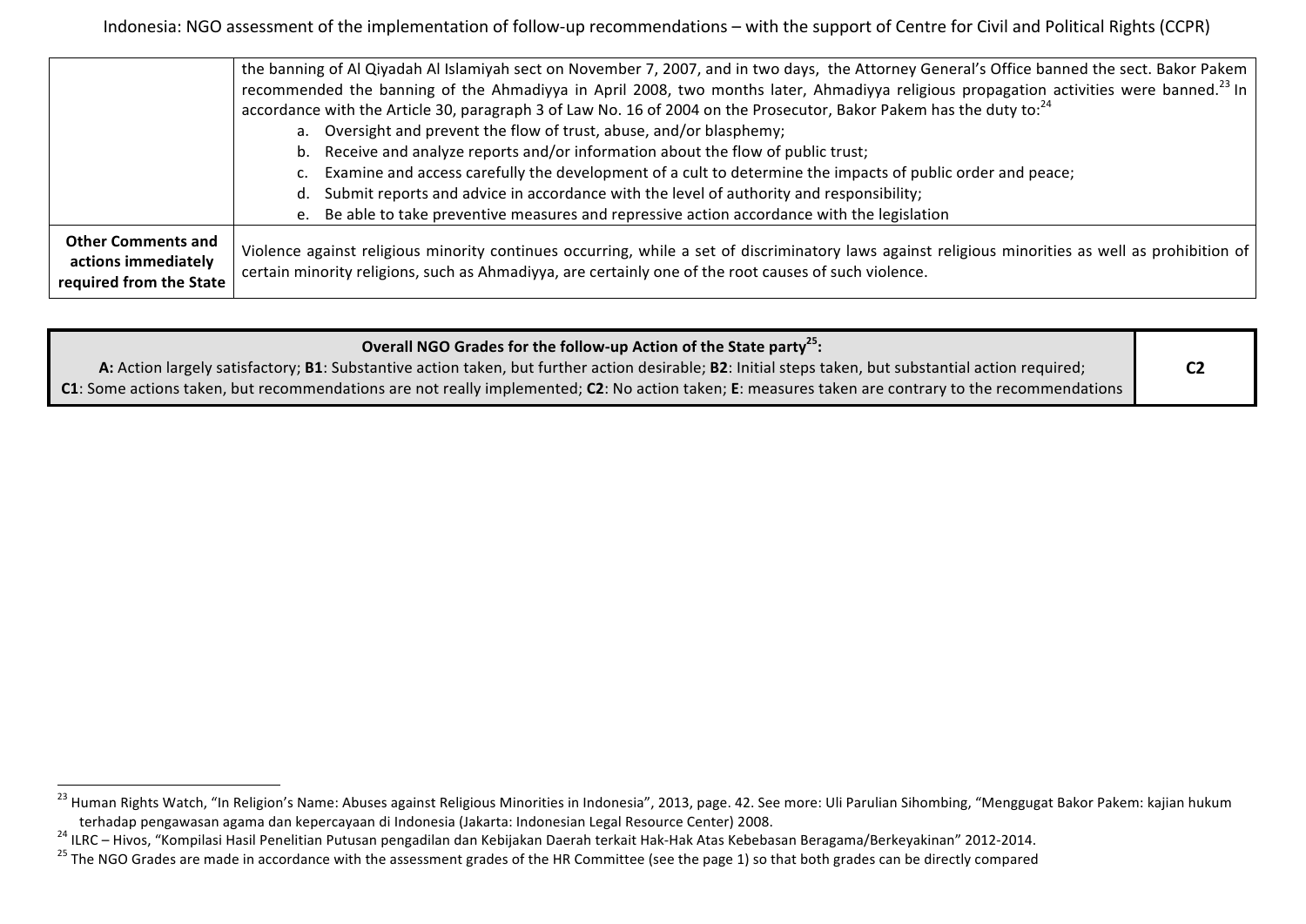|  |  |
|---|---|
|  | the banning of Al Qiyadah Al Islamiyah sect on November 7, 2007, and in two days, the Attorney General's Office banned the sect. Bakor Pakem recommended the banning of the Ahmadiyya in April 2008, two months later, Ahmadiyya religious propagation activities were banned.[23] In accordance with the Article 30, paragraph 3 of Law No. 16 of 2004 on the Prosecutor, Bakor Pakem has the duty to:[24]<br>a. Oversight and prevent the flow of trust, abuse, and/or blasphemy;<br>b. Receive and analyze reports and/or information about the flow of public trust;<br>c. Examine and access carefully the development of a cult to determine the impacts of public order and peace;<br>d. Submit reports and advice in accordance with the level of authority and responsibility;<br>e. Be able to take preventive measures and repressive action accordance with the legislation |
| **Other Comments and actions immediately required from the State** | Violence against religious minority continues occurring, while a set of discriminatory laws against religious minorities as well as prohibition of certain minority religions, such as Ahmadiyya, are certainly one of the root causes of such violence. |

| **Overall NGO Grades for the follow-up Action of the State party[25]:**<br>**A:** Action largely satisfactory; **B1**: Substantive action taken, but further action desirable; **B2**: Initial steps taken, but substantial action required;<br>**C1**: Some actions taken, but recommendations are not really implemented; **C2**: No action taken; **E**: measures taken are contrary to the recommendations | **C2** |
|---|---|

[23] Human Rights Watch, "In Religion's Name: Abuses against Religious Minorities in Indonesia", 2013, page. 42. See more: Uli Parulian Sihombing, "Menggugat Bakor Pakem: kajian hukum terhadap pengawasan agama dan kepercayaan di Indonesia (Jakarta: Indonesian Legal Resource Center) 2008.

[24] ILRC – Hivos, "Kompilasi Hasil Penelitian Putusan pengadilan dan Kebijakan Daerah terkait Hak-Hak Atas Kebebasan Beragama/Berkeyakinan" 2012-2014.

[25] The NGO Grades are made in accordance with the assessment grades of the HR Committee (see the page 1) so that both grades can be directly compared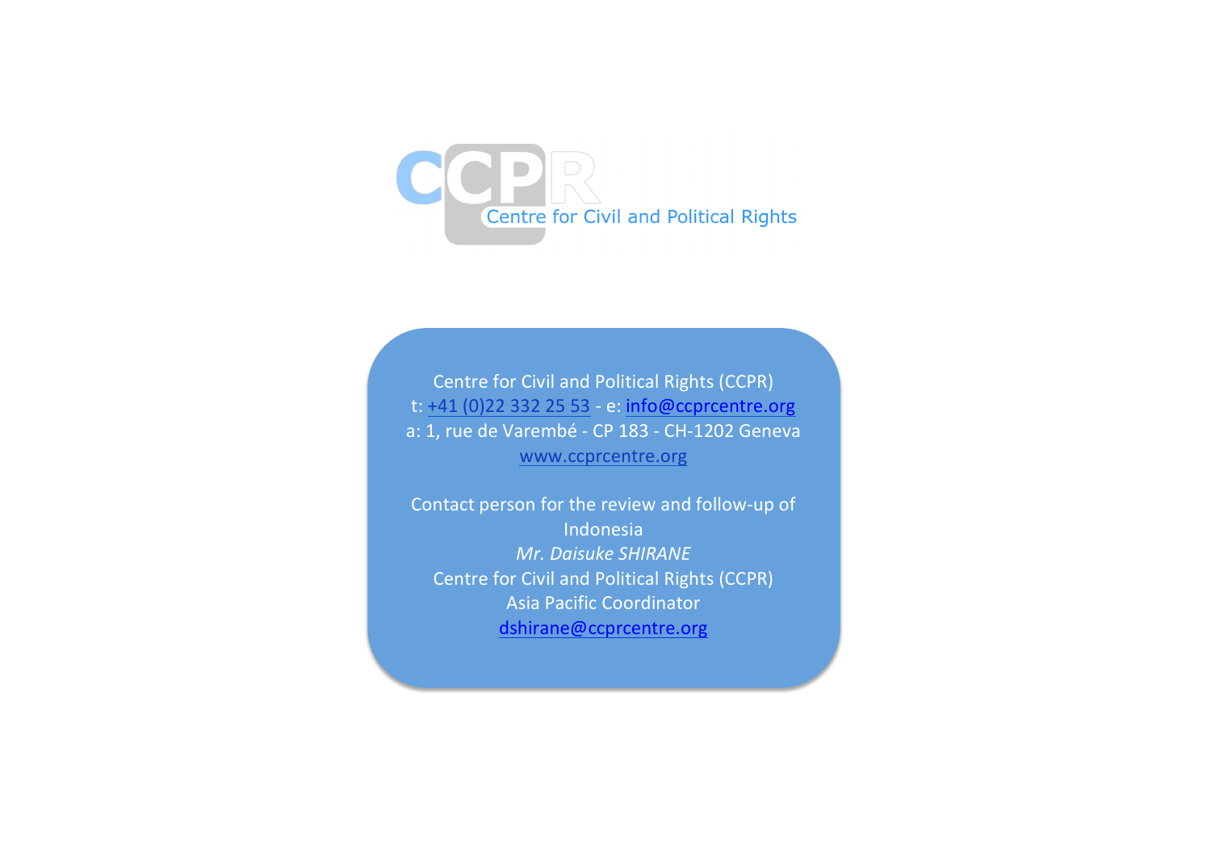CCPR Centre for Civil and Political Rights

Centre for Civil and Political Rights (CCPR)
t: +41 (0)22 332 25 53 - e: info@ccprcentre.org
a: 1, rue de Varembé - CP 183 - CH-1202 Geneva
www.ccprcentre.org

Contact person for the review and follow-up of Indonesia
*Mr. Daisuke SHIRANE*
Centre for Civil and Political Rights (CCPR)
Asia Pacific Coordinator
dshirane@ccprcentre.org